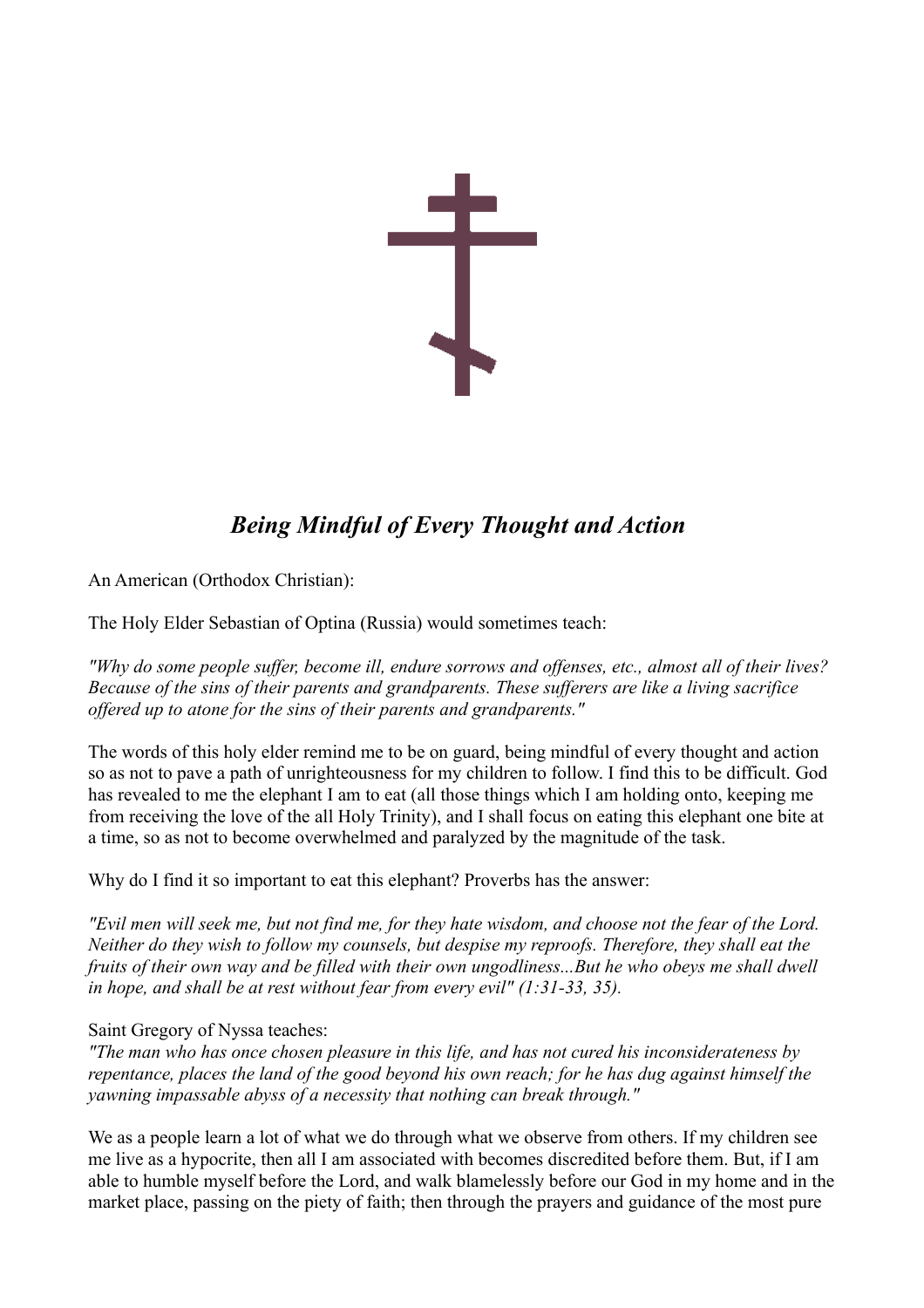# *Being Mindful of Every Thought and Action*

An American (Orthodox Christian):

The Holy Elder Sebastian of Optina (Russia) would sometimes teach:

*"Why do some people suffer, become ill, endure sorrows and offenses, etc., almost all of their lives? Because of the sins of their parents and grandparents. These sufferers are like a living sacrifice offered up to atone for the sins of their parents and grandparents."*

The words of this holy elder remind me to be on guard, being mindful of every thought and action so as not to pave a path of unrighteousness for my children to follow. I find this to be difficult. God has revealed to me the elephant I am to eat (all those things which I am holding onto, keeping me from receiving the love of the all Holy Trinity), and I shall focus on eating this elephant one bite at a time, so as not to become overwhelmed and paralyzed by the magnitude of the task.

Why do I find it so important to eat this elephant? Proverbs has the answer:

*"Evil men will seek me, but not find me, for they hate wisdom, and choose not the fear of the Lord. Neither do they wish to follow my counsels, but despise my reproofs. Therefore, they shall eat the fruits of their own way and be filled with their own ungodliness...But he who obeys me shall dwell in hope, and shall be at rest without fear from every evil" (1:31-33, 35).*

Saint Gregory of Nyssa teaches:
*"The man who has once chosen pleasure in this life, and has not cured his inconsiderateness by repentance, places the land of the good beyond his own reach; for he has dug against himself the yawning impassable abyss of a necessity that nothing can break through."*

We as a people learn a lot of what we do through what we observe from others. If my children see me live as a hypocrite, then all I am associated with becomes discredited before them. But, if I am able to humble myself before the Lord, and walk blamelessly before our God in my home and in the market place, passing on the piety of faith; then through the prayers and guidance of the most pure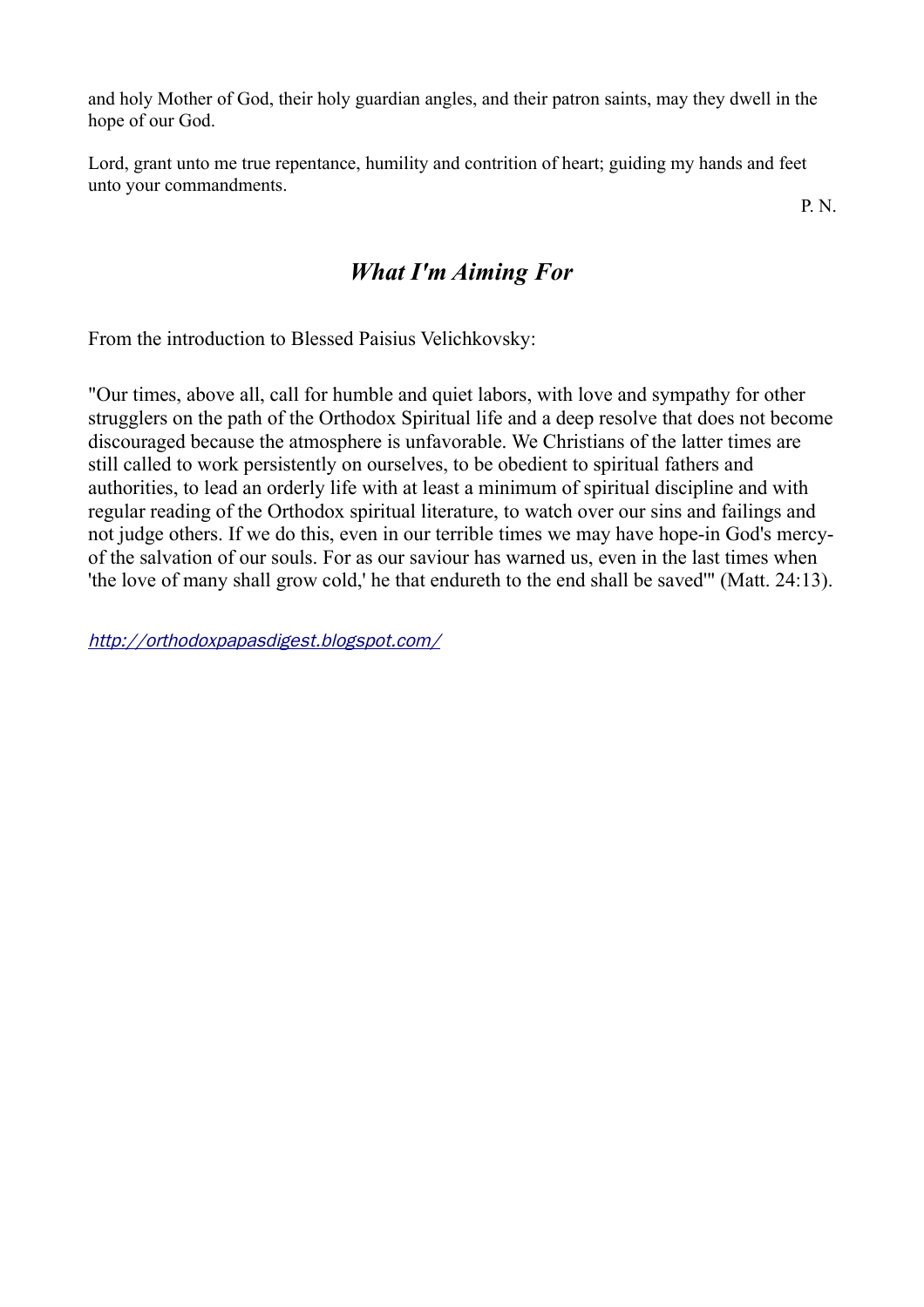and holy Mother of God, their holy guardian angles, and their patron saints, may they dwell in the hope of our God.

Lord, grant unto me true repentance, humility and contrition of heart; guiding my hands and feet unto your commandments.

P. N.

## *What I'm Aiming For*

From the introduction to Blessed Paisius Velichkovsky:

"Our times, above all, call for humble and quiet labors, with love and sympathy for other strugglers on the path of the Orthodox Spiritual life and a deep resolve that does not become discouraged because the atmosphere is unfavorable. We Christians of the latter times are still called to work persistently on ourselves, to be obedient to spiritual fathers and authorities, to lead an orderly life with at least a minimum of spiritual discipline and with regular reading of the Orthodox spiritual literature, to watch over our sins and failings and not judge others. If we do this, even in our terrible times we may have hope-in God's mercy-of the salvation of our souls. For as our saviour has warned us, even in the last times when 'the love of many shall grow cold,' he that endureth to the end shall be saved'" (Matt. 24:13).

http://orthodoxpapasdigest.blogspot.com/